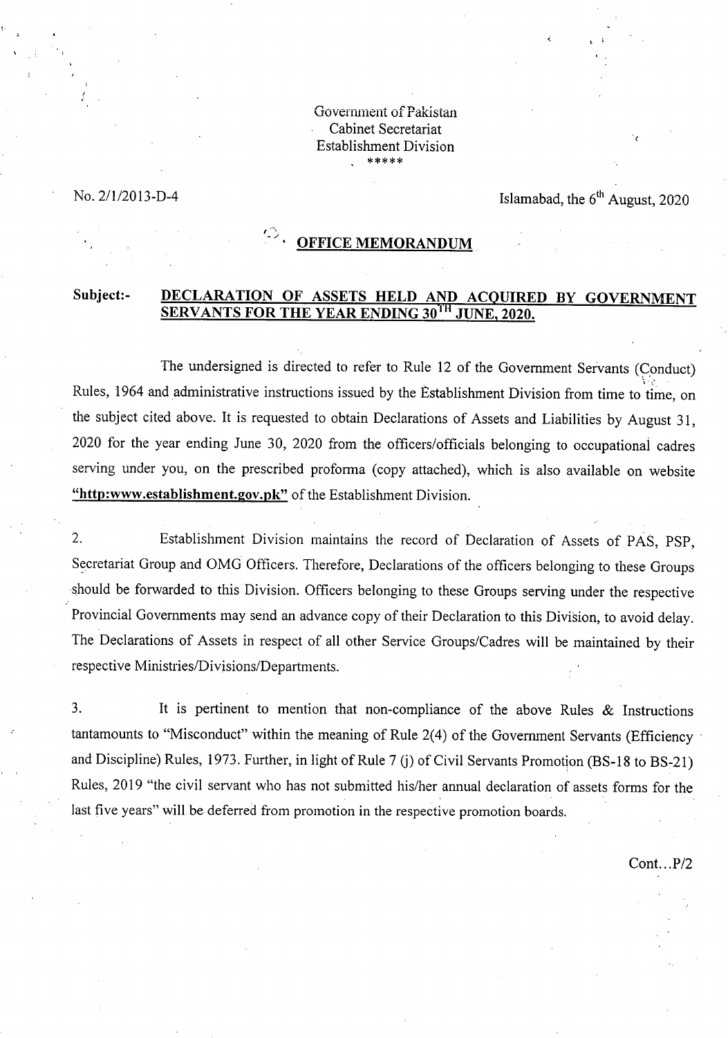Government of Pakistan
Cabinet Secretariat
Establishment Division
\*\*\*\*\*

No. 2/1/2013-D-4

Islamabad, the 6th August, 2020

## OFFICE MEMORANDUM

**Subject:- DECLARATION OF ASSETS HELD AND ACQUIRED BY GOVERNMENT SERVANTS FOR THE YEAR ENDING 30TH JUNE, 2020.**

The undersigned is directed to refer to Rule 12 of the Government Servants (Conduct) Rules, 1964 and administrative instructions issued by the Establishment Division from time to time, on the subject cited above. It is requested to obtain Declarations of Assets and Liabilities by August 31, 2020 for the year ending June 30, 2020 from the officers/officials belonging to occupational cadres serving under you, on the prescribed proforma (copy attached), which is also available on website **"http:www.establishment.gov.pk"** of the Establishment Division.

2. Establishment Division maintains the record of Declaration of Assets of PAS, PSP, Secretariat Group and OMG Officers. Therefore, Declarations of the officers belonging to these Groups should be forwarded to this Division. Officers belonging to these Groups serving under the respective Provincial Governments may send an advance copy of their Declaration to this Division, to avoid delay. The Declarations of Assets in respect of all other Service Groups/Cadres will be maintained by their respective Ministries/Divisions/Departments.

3. It is pertinent to mention that non-compliance of the above Rules & Instructions tantamounts to "Misconduct" within the meaning of Rule 2(4) of the Government Servants (Efficiency and Discipline) Rules, 1973. Further, in light of Rule 7 (j) of Civil Servants Promotion (BS-18 to BS-21) Rules, 2019 "the civil servant who has not submitted his/her annual declaration of assets forms for the last five years" will be deferred from promotion in the respective promotion boards.

Cont...P/2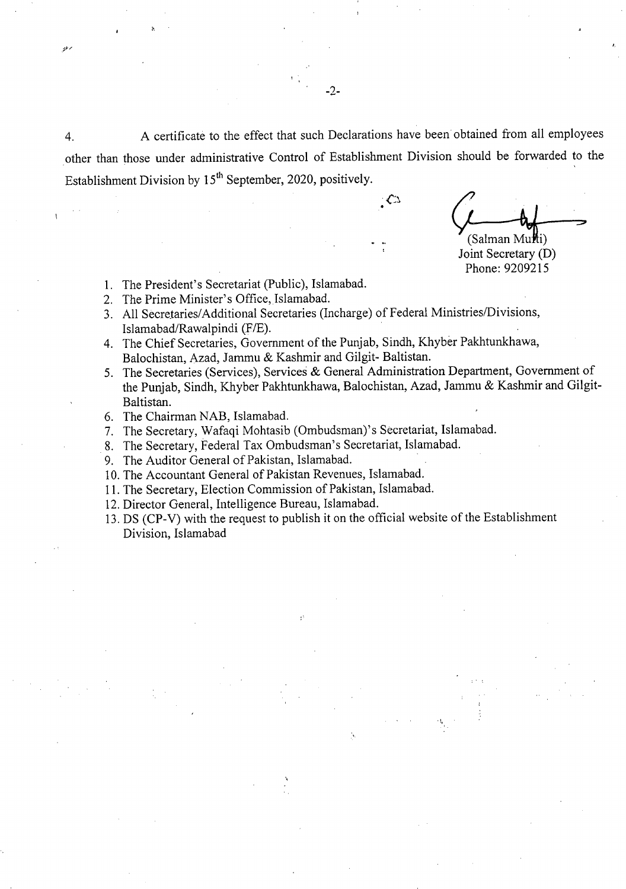4. A certificate to the effect that such Declarations have been obtained from all employees other than those under administrative Control of Establishment Division should be forwarded to the Establishment Division by 15th September, 2020, positively.

(Salman Mufti)
Joint Secretary (D)
Phone: 9209215

1. The President's Secretariat (Public), Islamabad.
2. The Prime Minister's Office, Islamabad.
3. All Secretaries/Additional Secretaries (Incharge) of Federal Ministries/Divisions, Islamabad/Rawalpindi (F/E).
4. The Chief Secretaries, Government of the Punjab, Sindh, Khyber Pakhtunkhawa, Balochistan, Azad, Jammu & Kashmir and Gilgit- Baltistan.
5. The Secretaries (Services), Services & General Administration Department, Government of the Punjab, Sindh, Khyber Pakhtunkhawa, Balochistan, Azad, Jammu & Kashmir and Gilgit-Baltistan.
6. The Chairman NAB, Islamabad.
7. The Secretary, Wafaqi Mohtasib (Ombudsman)'s Secretariat, Islamabad.
8. The Secretary, Federal Tax Ombudsman's Secretariat, Islamabad.
9. The Auditor General of Pakistan, Islamabad.
10. The Accountant General of Pakistan Revenues, Islamabad.
11. The Secretary, Election Commission of Pakistan, Islamabad.
12. Director General, Intelligence Bureau, Islamabad.
13. DS (CP-V) with the request to publish it on the official website of the Establishment Division, Islamabad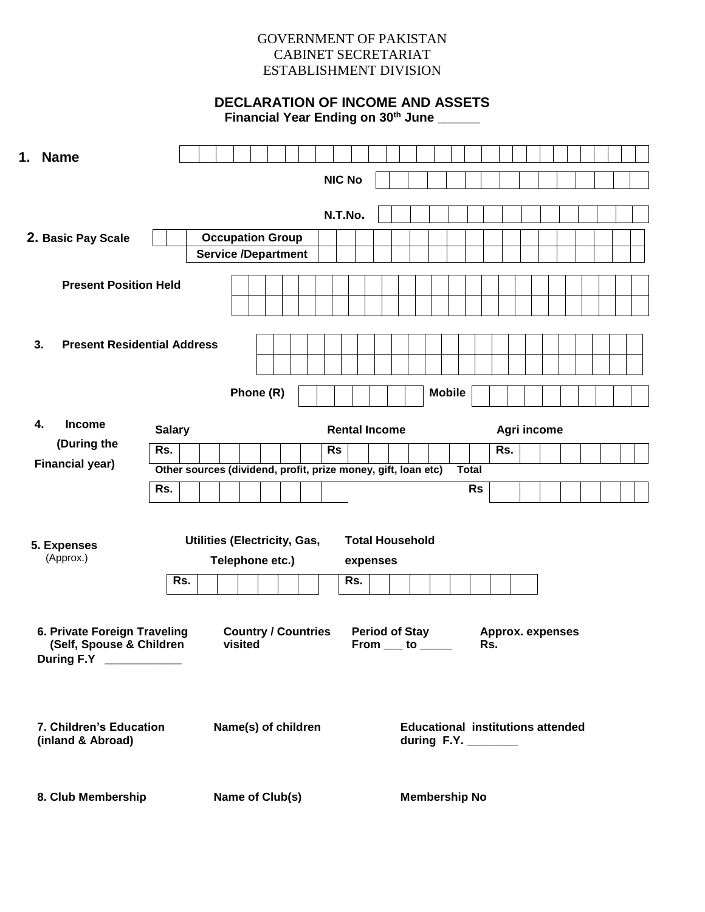GOVERNMENT OF PAKISTAN
CABINET SECRETARIAT
ESTABLISHMENT DIVISION

## DECLARATION OF INCOME AND ASSETS

**Financial Year Ending on 30th June ______**

**1. Name**

**NIC No**

**N.T.No.**

**2. Basic Pay Scale** | **Occupation Group** | **Service /Department**

**Present Position Held**

**3. Present Residential Address**

**Phone (R)** | **Mobile**

**4. Income (During the Financial year)**

| **Salary** | **Rental Income** | **Agri income** |
|---|---|---|
| Rs. | Rs | Rs. |

| **Other sources (dividend, profit, prize money, gift, loan etc)** | **Total** |
|---|---|
| Rs. | Rs |

**5. Expenses** (Approx.)

| **Utilities (Electricity, Gas, Telephone etc.)** | **Total Household expenses** |
|---|---|
| Rs. | Rs. |

| **6. Private Foreign Traveling (Self, Spouse & Children During F.Y ____________** | **Country / Countries visited** | **Period of Stay From ___ to _____** | **Approx. expenses Rs.** |
|---|---|---|---|

| **7. Children's Education (inland & Abroad)** | **Name(s) of children** | **Educational institutions attended during F.Y. ________** |
|---|---|---|

| **8. Club Membership** | **Name of Club(s)** | **Membership No** |
|---|---|---|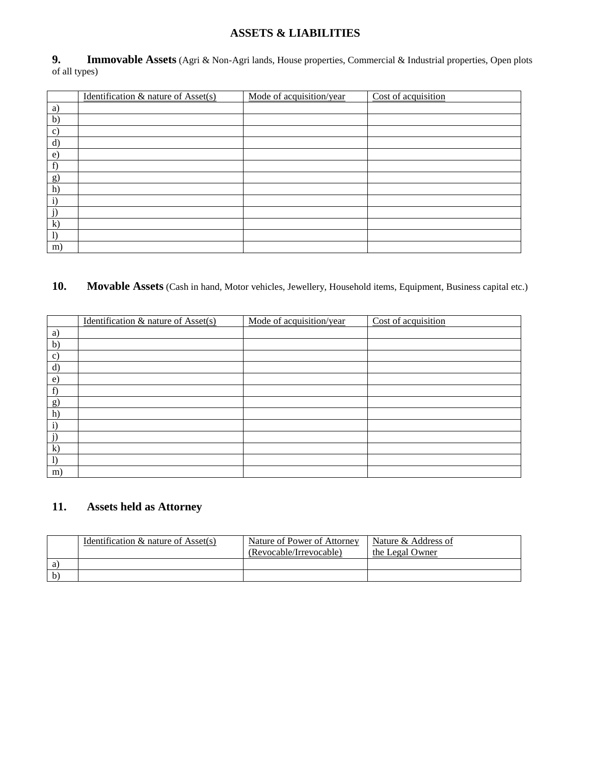# ASSETS & LIABILITIES

**9. Immovable Assets** (Agri & Non-Agri lands, House properties, Commercial & Industrial properties, Open plots of all types)

| | Identification & nature of Asset(s) | Mode of acquisition/year | Cost of acquisition |
|---|---|---|---|
| a) | | | |
| b) | | | |
| c) | | | |
| d) | | | |
| e) | | | |
| f) | | | |
| g) | | | |
| h) | | | |
| i) | | | |
| j) | | | |
| k) | | | |
| l) | | | |
| m) | | | |

**10. Movable Assets** (Cash in hand, Motor vehicles, Jewellery, Household items, Equipment, Business capital etc.)

| | Identification & nature of Asset(s) | Mode of acquisition/year | Cost of acquisition |
|---|---|---|---|
| a) | | | |
| b) | | | |
| c) | | | |
| d) | | | |
| e) | | | |
| f) | | | |
| g) | | | |
| h) | | | |
| i) | | | |
| j) | | | |
| k) | | | |
| l) | | | |
| m) | | | |

**11. Assets held as Attorney**

| | Identification & nature of Asset(s) | Nature of Power of Attorney (Revocable/Irrevocable) | Nature & Address of the Legal Owner |
|---|---|---|---|
| a) | | | |
| b) | | | |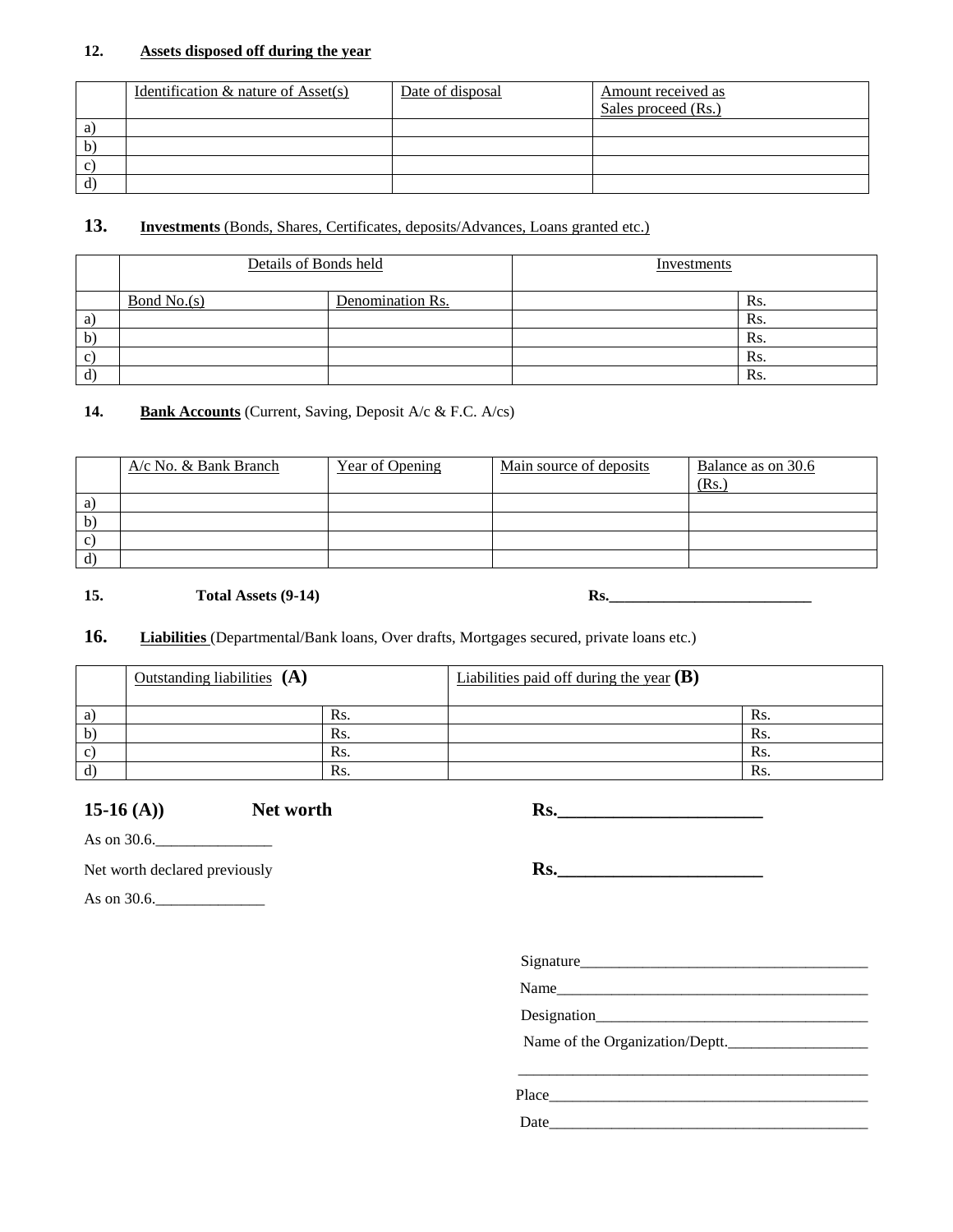**12. Assets disposed off during the year**

| | Identification & nature of Asset(s) | Date of disposal | Amount received as Sales proceed (Rs.) |
|---|---|---|---|
| a) | | | |
| b) | | | |
| c) | | | |
| d) | | | |

**13. Investments** (Bonds, Shares, Certificates, deposits/Advances, Loans granted etc.)

| | Details of Bonds held | | Investments | |
|---|---|---|---|---|
| | Bond No.(s) | Denomination Rs. | | Rs. |
| a) | | | | Rs. |
| b) | | | | Rs. |
| c) | | | | Rs. |
| d) | | | | Rs. |

**14. Bank Accounts** (Current, Saving, Deposit A/c & F.C. A/cs)

| | A/c No. & Bank Branch | Year of Opening | Main source of deposits | Balance as on 30.6 (Rs.) |
|---|---|---|---|---|
| a) | | | | |
| b) | | | | |
| c) | | | | |
| d) | | | | |

**15. Total Assets (9-14) Rs.\_\_\_\_\_\_\_\_\_\_\_\_\_\_\_\_\_\_\_\_\_\_\_\_\_\_**

**16. Liabilities** (Departmental/Bank loans, Over drafts, Mortgages secured, private loans etc.)

| | Outstanding liabilities **(A)** | | Liabilities paid off during the year **(B)** | |
|---|---|---|---|---|
| a) | | Rs. | | Rs. |
| b) | | Rs. | | Rs. |
| c) | | Rs. | | Rs. |
| d) | | Rs. | | Rs. |

**15-16 (A)) Net worth Rs.\_\_\_\_\_\_\_\_\_\_\_\_\_\_\_\_\_\_\_\_\_\_**

As on 30.6.\_\_\_\_\_\_\_\_\_\_\_\_\_\_\_

Net worth declared previously **Rs.\_\_\_\_\_\_\_\_\_\_\_\_\_\_\_\_\_\_\_\_\_\_**

As on 30.6.\_\_\_\_\_\_\_\_\_\_\_\_\_\_

Signature\_\_\_\_\_\_\_\_\_\_\_\_\_\_\_\_\_\_\_\_\_\_\_\_\_\_\_\_\_\_\_\_\_\_\_\_\_\_

Name\_\_\_\_\_\_\_\_\_\_\_\_\_\_\_\_\_\_\_\_\_\_\_\_\_\_\_\_\_\_\_\_\_\_\_\_\_\_\_\_

Designation\_\_\_\_\_\_\_\_\_\_\_\_\_\_\_\_\_\_\_\_\_\_\_\_\_\_\_\_\_\_\_\_\_\_\_\_

Name of the Organization/Deptt.\_\_\_\_\_\_\_\_\_\_\_\_\_\_\_\_\_\_

\_\_\_\_\_\_\_\_\_\_\_\_\_\_\_\_\_\_\_\_\_\_\_\_\_\_\_\_\_\_\_\_\_\_\_\_\_\_\_\_\_\_\_\_\_\_

Place\_\_\_\_\_\_\_\_\_\_\_\_\_\_\_\_\_\_\_\_\_\_\_\_\_\_\_\_\_\_\_\_\_\_\_\_\_\_\_\_\_\_

Date\_\_\_\_\_\_\_\_\_\_\_\_\_\_\_\_\_\_\_\_\_\_\_\_\_\_\_\_\_\_\_\_\_\_\_\_\_\_\_\_\_\_\_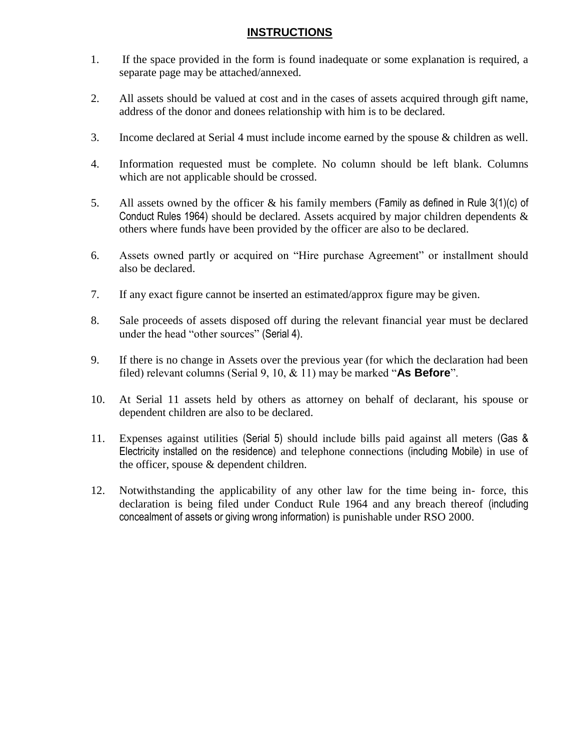# INSTRUCTIONS

1. If the space provided in the form is found inadequate or some explanation is required, a separate page may be attached/annexed.

2. All assets should be valued at cost and in the cases of assets acquired through gift name, address of the donor and donees relationship with him is to be declared.

3. Income declared at Serial 4 must include income earned by the spouse & children as well.

4. Information requested must be complete. No column should be left blank. Columns which are not applicable should be crossed.

5. All assets owned by the officer & his family members (Family as defined in Rule 3(1)(c) of Conduct Rules 1964) should be declared. Assets acquired by major children dependents & others where funds have been provided by the officer are also to be declared.

6. Assets owned partly or acquired on "Hire purchase Agreement" or installment should also be declared.

7. If any exact figure cannot be inserted an estimated/approx figure may be given.

8. Sale proceeds of assets disposed off during the relevant financial year must be declared under the head "other sources" (Serial 4).

9. If there is no change in Assets over the previous year (for which the declaration had been filed) relevant columns (Serial 9, 10, & 11) may be marked "**As Before**".

10. At Serial 11 assets held by others as attorney on behalf of declarant, his spouse or dependent children are also to be declared.

11. Expenses against utilities (Serial 5) should include bills paid against all meters (Gas & Electricity installed on the residence) and telephone connections (including Mobile) in use of the officer, spouse & dependent children.

12. Notwithstanding the applicability of any other law for the time being in- force, this declaration is being filed under Conduct Rule 1964 and any breach thereof (including concealment of assets or giving wrong information) is punishable under RSO 2000.